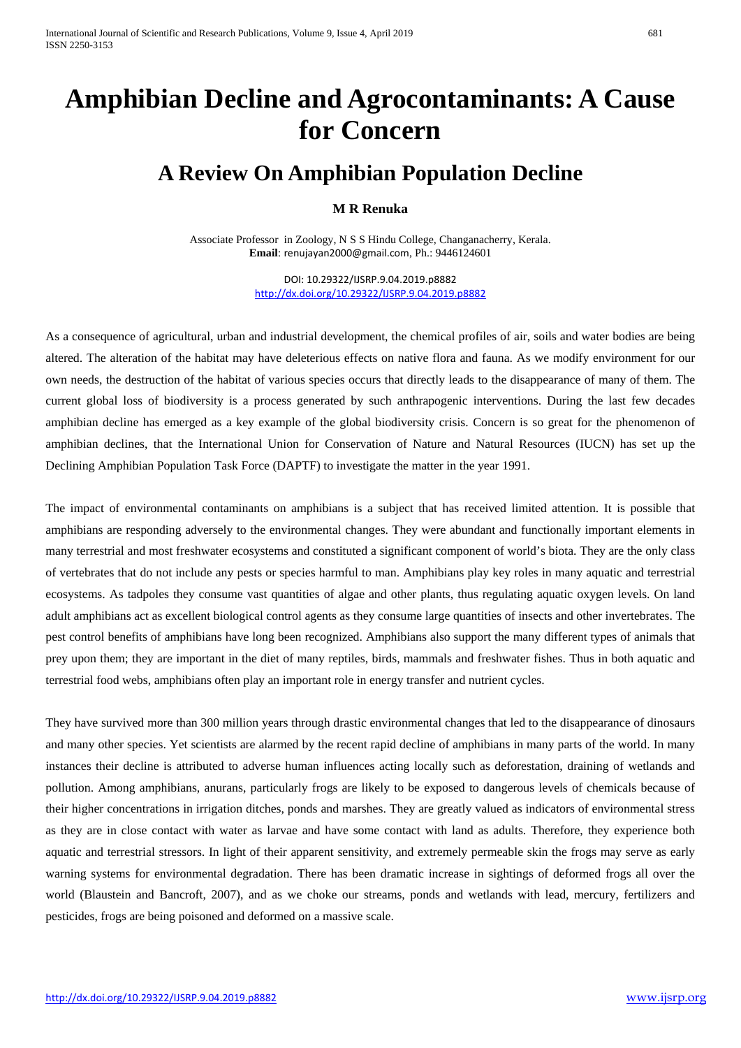# Amphibian Decline and Agrocontaminants: A Cause for Concern

## A Review On Amphibian Population Decline

**M R Renuka**

Associate Professor in Zoology, N S S Hindu College, Changanacherry, Kerala.
**Email**: renujayan2000@gmail.com, Ph.: 9446124601

DOI: 10.29322/IJSRP.9.04.2019.p8882
http://dx.doi.org/10.29322/IJSRP.9.04.2019.p8882

As a consequence of agricultural, urban and industrial development, the chemical profiles of air, soils and water bodies are being altered. The alteration of the habitat may have deleterious effects on native flora and fauna. As we modify environment for our own needs, the destruction of the habitat of various species occurs that directly leads to the disappearance of many of them. The current global loss of biodiversity is a process generated by such anthrapogenic interventions. During the last few decades amphibian decline has emerged as a key example of the global biodiversity crisis. Concern is so great for the phenomenon of amphibian declines, that the International Union for Conservation of Nature and Natural Resources (IUCN) has set up the Declining Amphibian Population Task Force (DAPTF) to investigate the matter in the year 1991.

The impact of environmental contaminants on amphibians is a subject that has received limited attention. It is possible that amphibians are responding adversely to the environmental changes. They were abundant and functionally important elements in many terrestrial and most freshwater ecosystems and constituted a significant component of world's biota. They are the only class of vertebrates that do not include any pests or species harmful to man. Amphibians play key roles in many aquatic and terrestrial ecosystems. As tadpoles they consume vast quantities of algae and other plants, thus regulating aquatic oxygen levels. On land adult amphibians act as excellent biological control agents as they consume large quantities of insects and other invertebrates. The pest control benefits of amphibians have long been recognized. Amphibians also support the many different types of animals that prey upon them; they are important in the diet of many reptiles, birds, mammals and freshwater fishes. Thus in both aquatic and terrestrial food webs, amphibians often play an important role in energy transfer and nutrient cycles.

They have survived more than 300 million years through drastic environmental changes that led to the disappearance of dinosaurs and many other species. Yet scientists are alarmed by the recent rapid decline of amphibians in many parts of the world. In many instances their decline is attributed to adverse human influences acting locally such as deforestation, draining of wetlands and pollution. Among amphibians, anurans, particularly frogs are likely to be exposed to dangerous levels of chemicals because of their higher concentrations in irrigation ditches, ponds and marshes. They are greatly valued as indicators of environmental stress as they are in close contact with water as larvae and have some contact with land as adults. Therefore, they experience both aquatic and terrestrial stressors. In light of their apparent sensitivity, and extremely permeable skin the frogs may serve as early warning systems for environmental degradation. There has been dramatic increase in sightings of deformed frogs all over the world (Blaustein and Bancroft, 2007), and as we choke our streams, ponds and wetlands with lead, mercury, fertilizers and pesticides, frogs are being poisoned and deformed on a massive scale.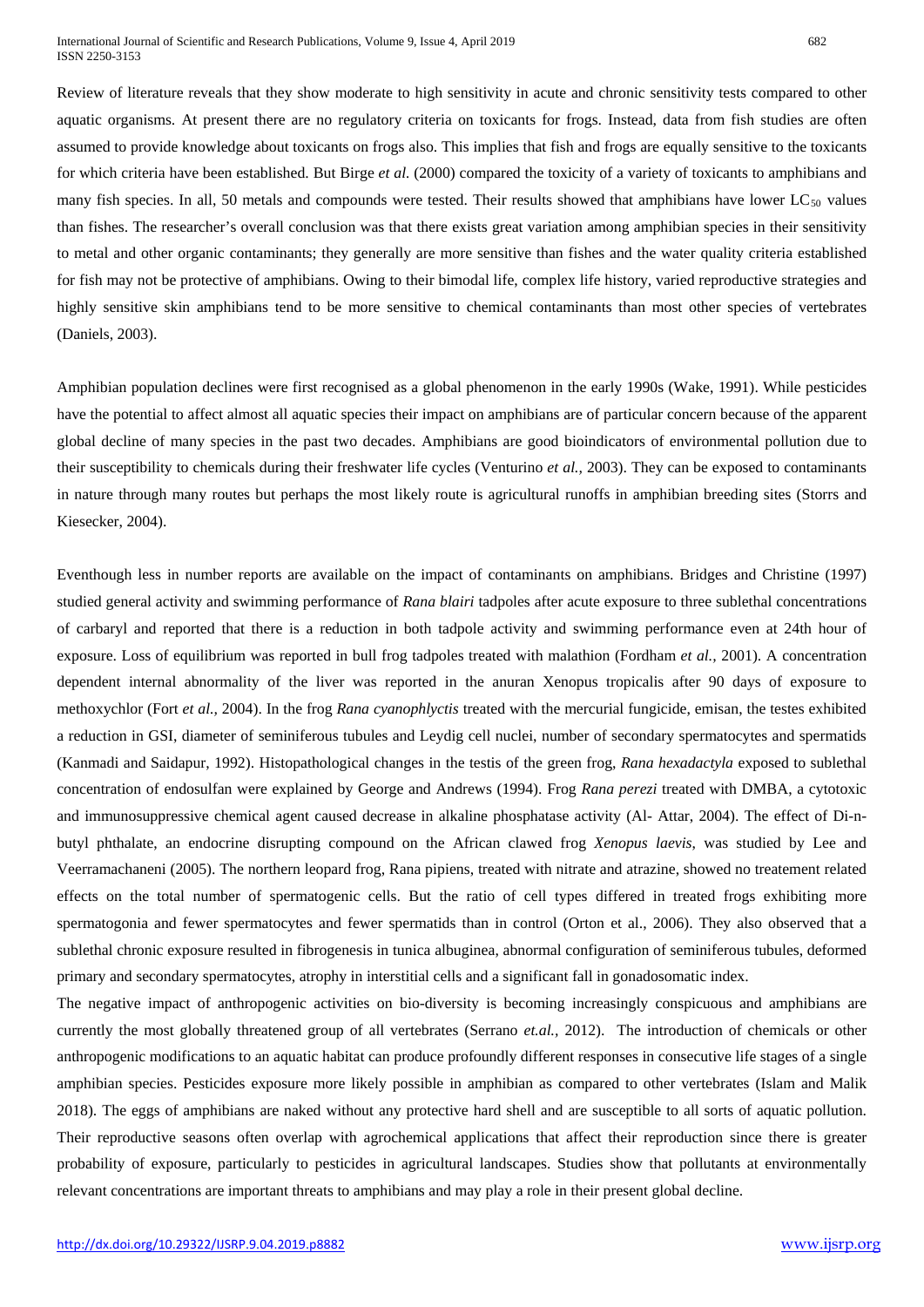Review of literature reveals that they show moderate to high sensitivity in acute and chronic sensitivity tests compared to other aquatic organisms. At present there are no regulatory criteria on toxicants for frogs. Instead, data from fish studies are often assumed to provide knowledge about toxicants on frogs also. This implies that fish and frogs are equally sensitive to the toxicants for which criteria have been established. But Birge *et al.* (2000) compared the toxicity of a variety of toxicants to amphibians and many fish species. In all, 50 metals and compounds were tested. Their results showed that amphibians have lower $LC_{50}$ values than fishes. The researcher's overall conclusion was that there exists great variation among amphibian species in their sensitivity to metal and other organic contaminants; they generally are more sensitive than fishes and the water quality criteria established for fish may not be protective of amphibians. Owing to their bimodal life, complex life history, varied reproductive strategies and highly sensitive skin amphibians tend to be more sensitive to chemical contaminants than most other species of vertebrates (Daniels, 2003).

Amphibian population declines were first recognised as a global phenomenon in the early 1990s (Wake, 1991). While pesticides have the potential to affect almost all aquatic species their impact on amphibians are of particular concern because of the apparent global decline of many species in the past two decades. Amphibians are good bioindicators of environmental pollution due to their susceptibility to chemicals during their freshwater life cycles (Venturino *et al.,* 2003). They can be exposed to contaminants in nature through many routes but perhaps the most likely route is agricultural runoffs in amphibian breeding sites (Storrs and Kiesecker, 2004).

Eventhough less in number reports are available on the impact of contaminants on amphibians. Bridges and Christine (1997) studied general activity and swimming performance of *Rana blairi* tadpoles after acute exposure to three sublethal concentrations of carbaryl and reported that there is a reduction in both tadpole activity and swimming performance even at 24th hour of exposure. Loss of equilibrium was reported in bull frog tadpoles treated with malathion (Fordham *et al.,* 2001). A concentration dependent internal abnormality of the liver was reported in the anuran Xenopus tropicalis after 90 days of exposure to methoxychlor (Fort *et al.,* 2004). In the frog *Rana cyanophlyctis* treated with the mercurial fungicide, emisan, the testes exhibited a reduction in GSI, diameter of seminiferous tubules and Leydig cell nuclei, number of secondary spermatocytes and spermatids (Kanmadi and Saidapur, 1992). Histopathological changes in the testis of the green frog, *Rana hexadactyla* exposed to sublethal concentration of endosulfan were explained by George and Andrews (1994). Frog *Rana perezi* treated with DMBA, a cytotoxic and immunosuppressive chemical agent caused decrease in alkaline phosphatase activity (Al- Attar, 2004). The effect of Di-n-butyl phthalate, an endocrine disrupting compound on the African clawed frog *Xenopus laevis*, was studied by Lee and Veerramachaneni (2005). The northern leopard frog, Rana pipiens, treated with nitrate and atrazine, showed no treatement related effects on the total number of spermatogenic cells. But the ratio of cell types differed in treated frogs exhibiting more spermatogonia and fewer spermatocytes and fewer spermatids than in control (Orton et al., 2006). They also observed that a sublethal chronic exposure resulted in fibrogenesis in tunica albuginea, abnormal configuration of seminiferous tubules, deformed primary and secondary spermatocytes, atrophy in interstitial cells and a significant fall in gonadosomatic index.

The negative impact of anthropogenic activities on bio-diversity is becoming increasingly conspicuous and amphibians are currently the most globally threatened group of all vertebrates (Serrano *et.al.,* 2012). The introduction of chemicals or other anthropogenic modifications to an aquatic habitat can produce profoundly different responses in consecutive life stages of a single amphibian species. Pesticides exposure more likely possible in amphibian as compared to other vertebrates (Islam and Malik 2018). The eggs of amphibians are naked without any protective hard shell and are susceptible to all sorts of aquatic pollution. Their reproductive seasons often overlap with agrochemical applications that affect their reproduction since there is greater probability of exposure, particularly to pesticides in agricultural landscapes. Studies show that pollutants at environmentally relevant concentrations are important threats to amphibians and may play a role in their present global decline.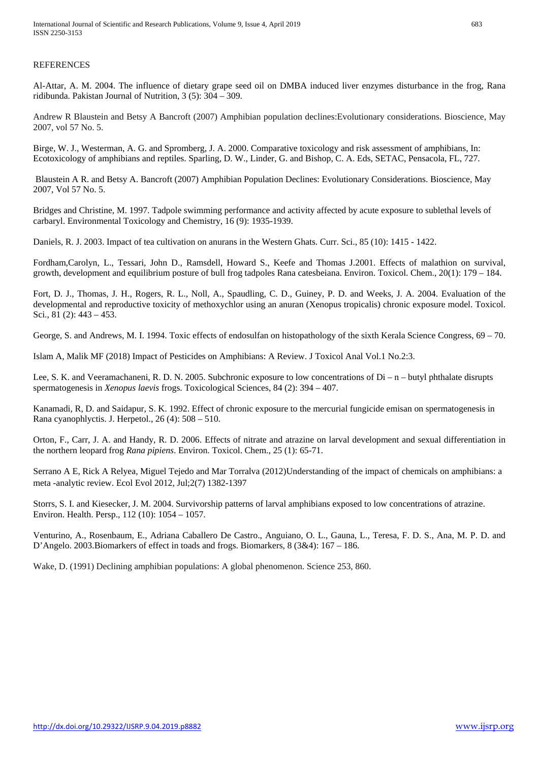REFERENCES

Al-Attar, A. M. 2004. The influence of dietary grape seed oil on DMBA induced liver enzymes disturbance in the frog, Rana ridibunda. Pakistan Journal of Nutrition, 3 (5): 304 – 309.

Andrew R Blaustein and Betsy A Bancroft (2007) Amphibian population declines:Evolutionary considerations. Bioscience, May 2007, vol 57 No. 5.

Birge, W. J., Westerman, A. G. and Spromberg, J. A. 2000. Comparative toxicology and risk assessment of amphibians, In: Ecotoxicology of amphibians and reptiles. Sparling, D. W., Linder, G. and Bishop, C. A. Eds, SETAC, Pensacola, FL, 727.

Blaustein A R. and Betsy A. Bancroft (2007) Amphibian Population Declines: Evolutionary Considerations. Bioscience, May 2007, Vol 57 No. 5.

Bridges and Christine, M. 1997. Tadpole swimming performance and activity affected by acute exposure to sublethal levels of carbaryl. Environmental Toxicology and Chemistry, 16 (9): 1935-1939.

Daniels, R. J. 2003. Impact of tea cultivation on anurans in the Western Ghats. Curr. Sci., 85 (10): 1415 - 1422.

Fordham,Carolyn, L., Tessari, John D., Ramsdell, Howard S., Keefe and Thomas J.2001. Effects of malathion on survival, growth, development and equilibrium posture of bull frog tadpoles Rana catesbeiana. Environ. Toxicol. Chem., 20(1): 179 – 184.

Fort, D. J., Thomas, J. H., Rogers, R. L., Noll, A., Spaudling, C. D., Guiney, P. D. and Weeks, J. A. 2004. Evaluation of the developmental and reproductive toxicity of methoxychlor using an anuran (Xenopus tropicalis) chronic exposure model. Toxicol. Sci., 81 (2): 443 – 453.

George, S. and Andrews, M. I. 1994. Toxic effects of endosulfan on histopathology of the sixth Kerala Science Congress, 69 – 70.

Islam A, Malik MF (2018) Impact of Pesticides on Amphibians: A Review. J Toxicol Anal Vol.1 No.2:3.

Lee, S. K. and Veeramachaneni, R. D. N. 2005. Subchronic exposure to low concentrations of Di – n – butyl phthalate disrupts spermatogenesis in *Xenopus laevis* frogs. Toxicological Sciences, 84 (2): 394 – 407.

Kanamadi, R, D. and Saidapur, S. K. 1992. Effect of chronic exposure to the mercurial fungicide emisan on spermatogenesis in Rana cyanophlyctis. J. Herpetol., 26 (4): 508 – 510.

Orton, F., Carr, J. A. and Handy, R. D. 2006. Effects of nitrate and atrazine on larval development and sexual differentiation in the northern leopard frog *Rana pipiens*. Environ. Toxicol. Chem., 25 (1): 65-71.

Serrano A E, Rick A Relyea, Miguel Tejedo and Mar Torralva (2012)Understanding of the impact of chemicals on amphibians: a meta -analytic review. Ecol Evol 2012, Jul;2(7) 1382-1397

Storrs, S. I. and Kiesecker, J. M. 2004. Survivorship patterns of larval amphibians exposed to low concentrations of atrazine. Environ. Health. Persp., 112 (10): 1054 – 1057.

Venturino, A., Rosenbaum, E., Adriana Caballero De Castro., Anguiano, O. L., Gauna, L., Teresa, F. D. S., Ana, M. P. D. and D'Angelo. 2003.Biomarkers of effect in toads and frogs. Biomarkers, 8 (3&4): 167 – 186.

Wake, D. (1991) Declining amphibian populations: A global phenomenon. Science 253, 860.